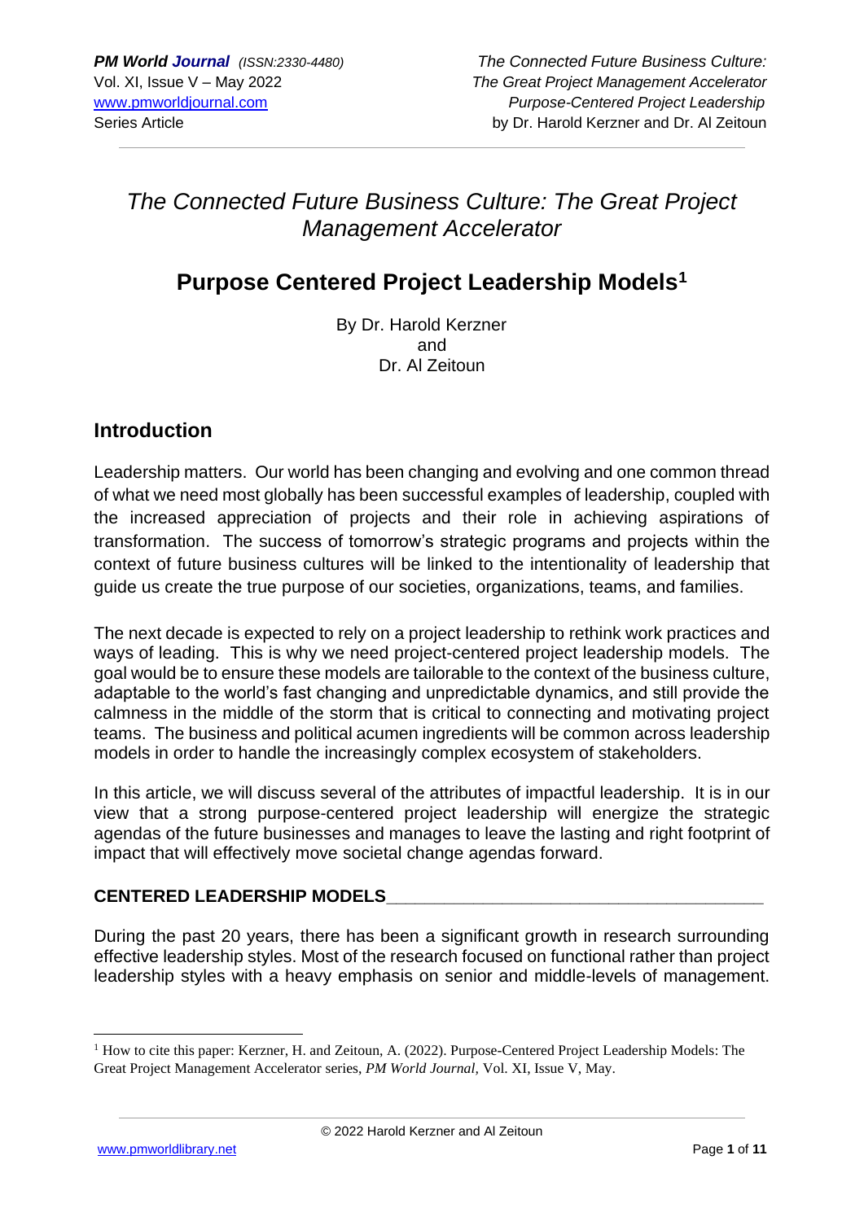# The Connected Future Business Culture: The Great Project Management Accelerator

## Purpose Centered Project Leadership Models[1]

By Dr. Harold Kerzner
and
Dr. Al Zeitoun

## Introduction

Leadership matters. Our world has been changing and evolving and one common thread of what we need most globally has been successful examples of leadership, coupled with the increased appreciation of projects and their role in achieving aspirations of transformation. The success of tomorrow's strategic programs and projects within the context of future business cultures will be linked to the intentionality of leadership that guide us create the true purpose of our societies, organizations, teams, and families.

The next decade is expected to rely on a project leadership to rethink work practices and ways of leading. This is why we need project-centered project leadership models. The goal would be to ensure these models are tailorable to the context of the business culture, adaptable to the world's fast changing and unpredictable dynamics, and still provide the calmness in the middle of the storm that is critical to connecting and motivating project teams. The business and political acumen ingredients will be common across leadership models in order to handle the increasingly complex ecosystem of stakeholders.

In this article, we will discuss several of the attributes of impactful leadership. It is in our view that a strong purpose-centered project leadership will energize the strategic agendas of the future businesses and manages to leave the lasting and right footprint of impact that will effectively move societal change agendas forward.

### CENTERED LEADERSHIP MODELS

During the past 20 years, there has been a significant growth in research surrounding effective leadership styles. Most of the research focused on functional rather than project leadership styles with a heavy emphasis on senior and middle-levels of management.

---

[1] How to cite this paper: Kerzner, H. and Zeitoun, A. (2022). Purpose-Centered Project Leadership Models: The Great Project Management Accelerator series, *PM World Journal*, Vol. XI, Issue V, May.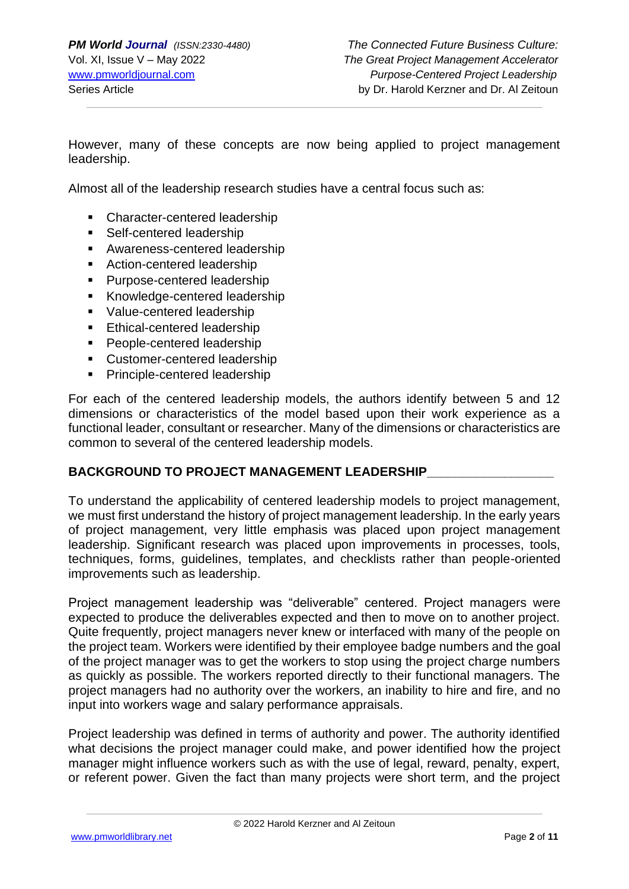However, many of these concepts are now being applied to project management leadership.

Almost all of the leadership research studies have a central focus such as:

- Character-centered leadership
- Self-centered leadership
- Awareness-centered leadership
- Action-centered leadership
- Purpose-centered leadership
- Knowledge-centered leadership
- Value-centered leadership
- Ethical-centered leadership
- People-centered leadership
- Customer-centered leadership
- Principle-centered leadership

For each of the centered leadership models, the authors identify between 5 and 12 dimensions or characteristics of the model based upon their work experience as a functional leader, consultant or researcher. Many of the dimensions or characteristics are common to several of the centered leadership models.

## BACKGROUND TO PROJECT MANAGEMENT LEADERSHIP

To understand the applicability of centered leadership models to project management, we must first understand the history of project management leadership. In the early years of project management, very little emphasis was placed upon project management leadership. Significant research was placed upon improvements in processes, tools, techniques, forms, guidelines, templates, and checklists rather than people-oriented improvements such as leadership.

Project management leadership was "deliverable" centered. Project managers were expected to produce the deliverables expected and then to move on to another project. Quite frequently, project managers never knew or interfaced with many of the people on the project team. Workers were identified by their employee badge numbers and the goal of the project manager was to get the workers to stop using the project charge numbers as quickly as possible. The workers reported directly to their functional managers. The project managers had no authority over the workers, an inability to hire and fire, and no input into workers wage and salary performance appraisals.

Project leadership was defined in terms of authority and power. The authority identified what decisions the project manager could make, and power identified how the project manager might influence workers such as with the use of legal, reward, penalty, expert, or referent power. Given the fact than many projects were short term, and the project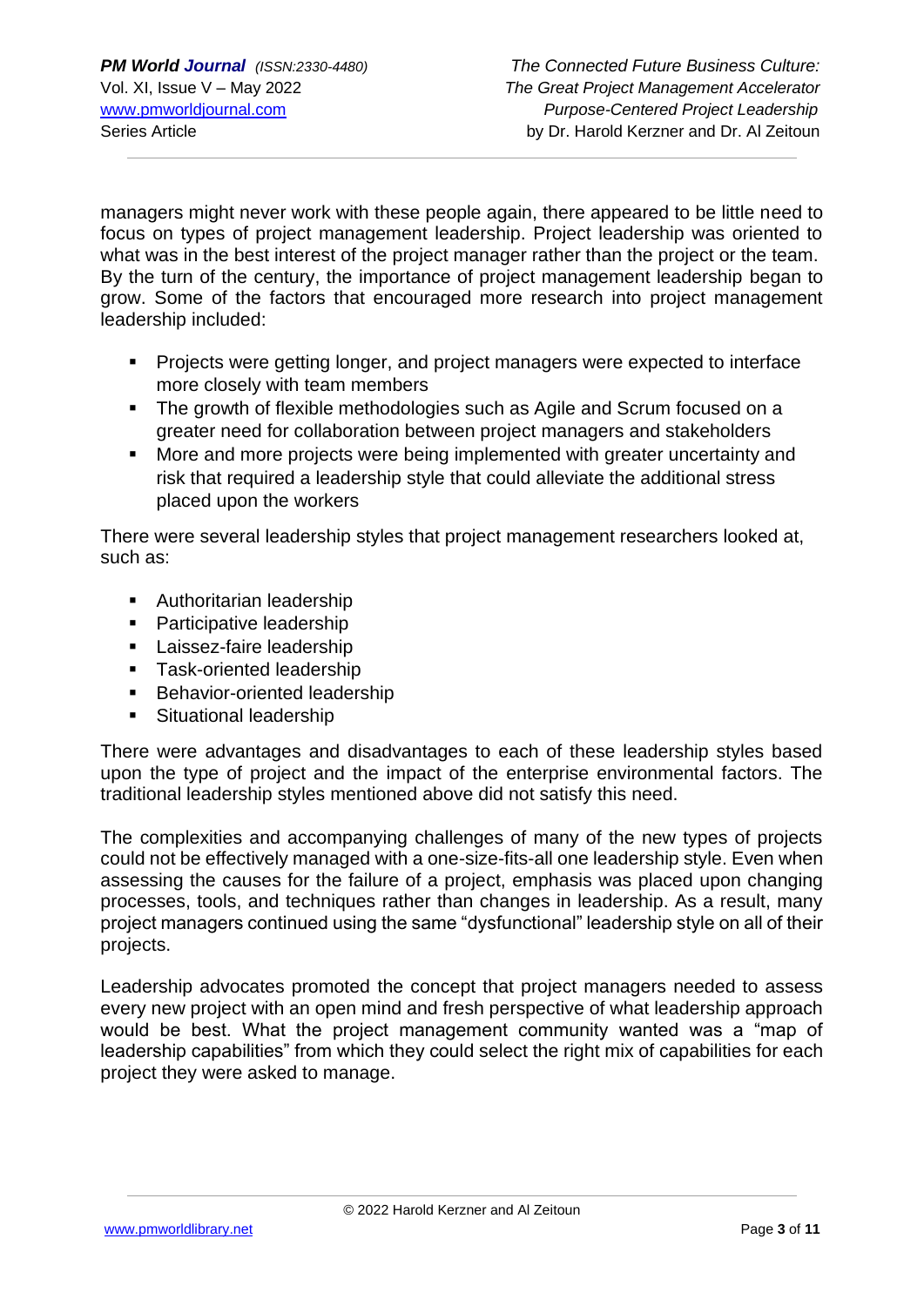managers might never work with these people again, there appeared to be little need to focus on types of project management leadership. Project leadership was oriented to what was in the best interest of the project manager rather than the project or the team. By the turn of the century, the importance of project management leadership began to grow. Some of the factors that encouraged more research into project management leadership included:

- Projects were getting longer, and project managers were expected to interface more closely with team members
- The growth of flexible methodologies such as Agile and Scrum focused on a greater need for collaboration between project managers and stakeholders
- More and more projects were being implemented with greater uncertainty and risk that required a leadership style that could alleviate the additional stress placed upon the workers

There were several leadership styles that project management researchers looked at, such as:

- Authoritarian leadership
- Participative leadership
- Laissez-faire leadership
- Task-oriented leadership
- Behavior-oriented leadership
- Situational leadership

There were advantages and disadvantages to each of these leadership styles based upon the type of project and the impact of the enterprise environmental factors. The traditional leadership styles mentioned above did not satisfy this need.

The complexities and accompanying challenges of many of the new types of projects could not be effectively managed with a one-size-fits-all one leadership style. Even when assessing the causes for the failure of a project, emphasis was placed upon changing processes, tools, and techniques rather than changes in leadership. As a result, many project managers continued using the same "dysfunctional" leadership style on all of their projects.

Leadership advocates promoted the concept that project managers needed to assess every new project with an open mind and fresh perspective of what leadership approach would be best. What the project management community wanted was a "map of leadership capabilities" from which they could select the right mix of capabilities for each project they were asked to manage.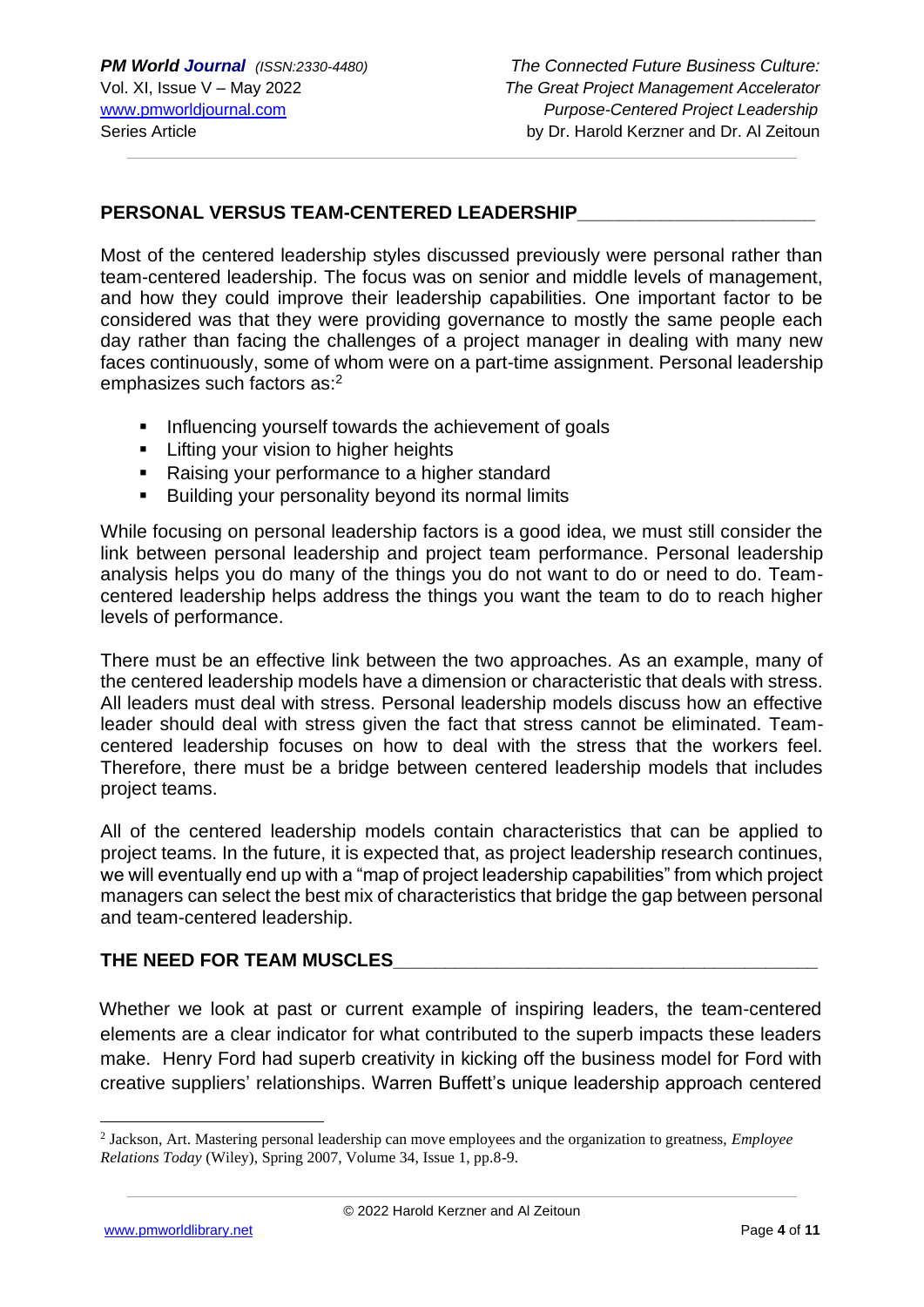## PERSONAL VERSUS TEAM-CENTERED LEADERSHIP

Most of the centered leadership styles discussed previously were personal rather than team-centered leadership. The focus was on senior and middle levels of management, and how they could improve their leadership capabilities. One important factor to be considered was that they were providing governance to mostly the same people each day rather than facing the challenges of a project manager in dealing with many new faces continuously, some of whom were on a part-time assignment. Personal leadership emphasizes such factors as:[2]

- Influencing yourself towards the achievement of goals
- Lifting your vision to higher heights
- Raising your performance to a higher standard
- Building your personality beyond its normal limits

While focusing on personal leadership factors is a good idea, we must still consider the link between personal leadership and project team performance. Personal leadership analysis helps you do many of the things you do not want to do or need to do. Team-centered leadership helps address the things you want the team to do to reach higher levels of performance.

There must be an effective link between the two approaches. As an example, many of the centered leadership models have a dimension or characteristic that deals with stress. All leaders must deal with stress. Personal leadership models discuss how an effective leader should deal with stress given the fact that stress cannot be eliminated. Team-centered leadership focuses on how to deal with the stress that the workers feel. Therefore, there must be a bridge between centered leadership models that includes project teams.

All of the centered leadership models contain characteristics that can be applied to project teams. In the future, it is expected that, as project leadership research continues, we will eventually end up with a "map of project leadership capabilities" from which project managers can select the best mix of characteristics that bridge the gap between personal and team-centered leadership.

## THE NEED FOR TEAM MUSCLES

Whether we look at past or current example of inspiring leaders, the team-centered elements are a clear indicator for what contributed to the superb impacts these leaders make. Henry Ford had superb creativity in kicking off the business model for Ford with creative suppliers' relationships. Warren Buffett's unique leadership approach centered

---

[2] Jackson, Art. Mastering personal leadership can move employees and the organization to greatness, *Employee Relations Today* (Wiley), Spring 2007, Volume 34, Issue 1, pp.8-9.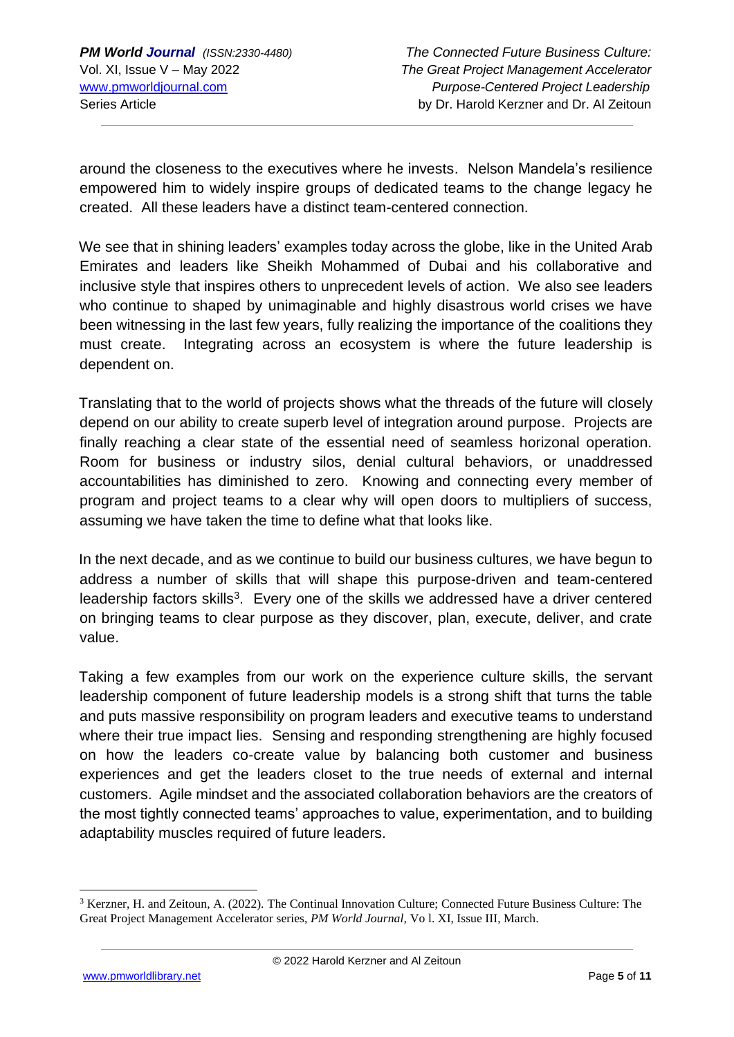around the closeness to the executives where he invests. Nelson Mandela's resilience empowered him to widely inspire groups of dedicated teams to the change legacy he created. All these leaders have a distinct team-centered connection.

We see that in shining leaders' examples today across the globe, like in the United Arab Emirates and leaders like Sheikh Mohammed of Dubai and his collaborative and inclusive style that inspires others to unprecedent levels of action. We also see leaders who continue to shaped by unimaginable and highly disastrous world crises we have been witnessing in the last few years, fully realizing the importance of the coalitions they must create. Integrating across an ecosystem is where the future leadership is dependent on.

Translating that to the world of projects shows what the threads of the future will closely depend on our ability to create superb level of integration around purpose. Projects are finally reaching a clear state of the essential need of seamless horizonal operation. Room for business or industry silos, denial cultural behaviors, or unaddressed accountabilities has diminished to zero. Knowing and connecting every member of program and project teams to a clear why will open doors to multipliers of success, assuming we have taken the time to define what that looks like.

In the next decade, and as we continue to build our business cultures, we have begun to address a number of skills that will shape this purpose-driven and team-centered leadership factors skills[3]. Every one of the skills we addressed have a driver centered on bringing teams to clear purpose as they discover, plan, execute, deliver, and crate value.

Taking a few examples from our work on the experience culture skills, the servant leadership component of future leadership models is a strong shift that turns the table and puts massive responsibility on program leaders and executive teams to understand where their true impact lies. Sensing and responding strengthening are highly focused on how the leaders co-create value by balancing both customer and business experiences and get the leaders closet to the true needs of external and internal customers. Agile mindset and the associated collaboration behaviors are the creators of the most tightly connected teams' approaches to value, experimentation, and to building adaptability muscles required of future leaders.

---

[3] Kerzner, H. and Zeitoun, A. (2022). The Continual Innovation Culture; Connected Future Business Culture: The Great Project Management Accelerator series, *PM World Journal*, Vo l. XI, Issue III, March.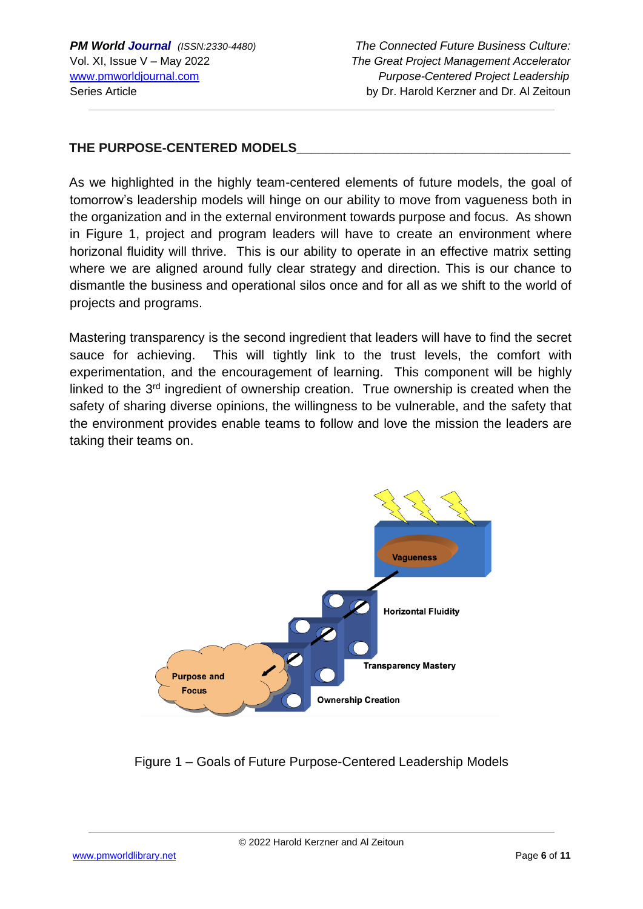## THE PURPOSE-CENTERED MODELS

As we highlighted in the highly team-centered elements of future models, the goal of tomorrow's leadership models will hinge on our ability to move from vagueness both in the organization and in the external environment towards purpose and focus. As shown in Figure 1, project and program leaders will have to create an environment where horizonal fluidity will thrive. This is our ability to operate in an effective matrix setting where we are aligned around fully clear strategy and direction. This is our chance to dismantle the business and operational silos once and for all as we shift to the world of projects and programs.

Mastering transparency is the second ingredient that leaders will have to find the secret sauce for achieving. This will tightly link to the trust levels, the comfort with experimentation, and the encouragement of learning. This component will be highly linked to the 3rd ingredient of ownership creation. True ownership is created when the safety of sharing diverse opinions, the willingness to be vulnerable, and the safety that the environment provides enable teams to follow and love the mission the leaders are taking their teams on.

Vagueness

Horizontal Fluidity

Transparency Mastery

Ownership Creation

Purpose and Focus

Figure 1 – Goals of Future Purpose-Centered Leadership Models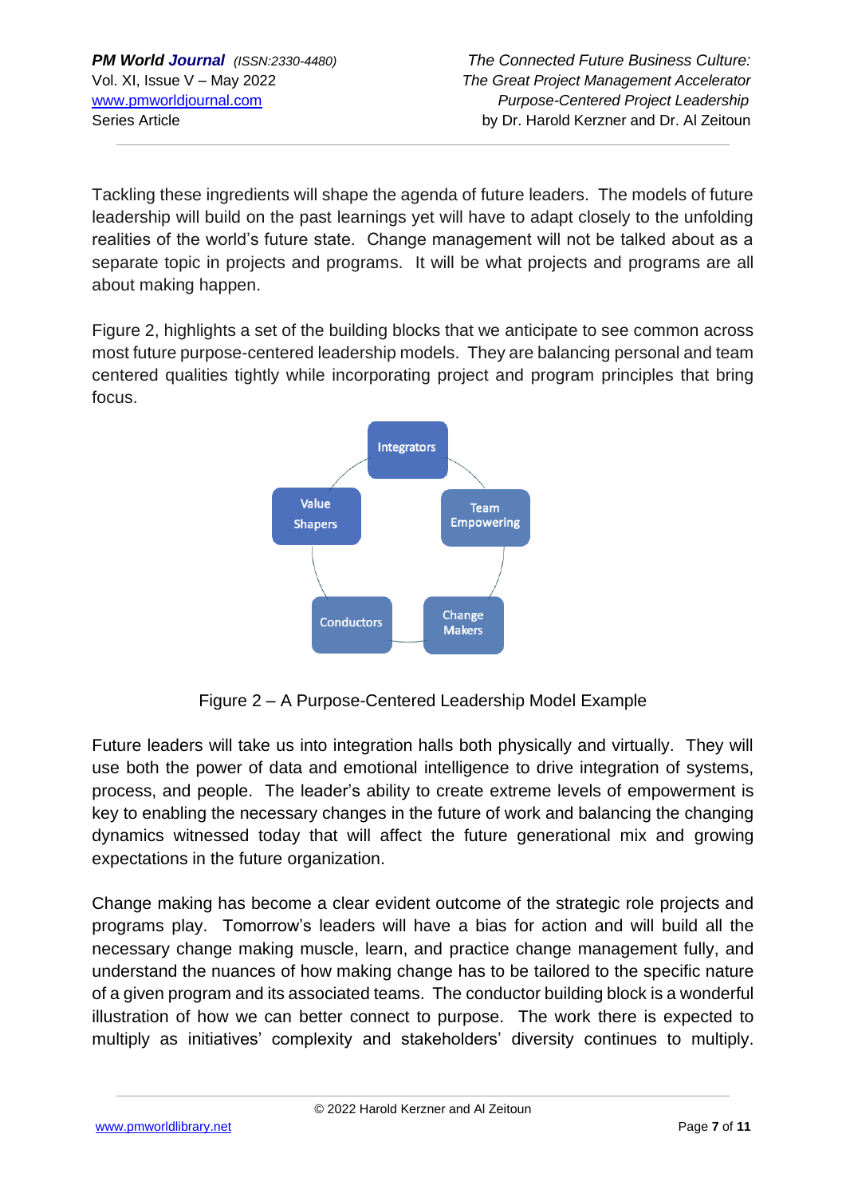Tackling these ingredients will shape the agenda of future leaders. The models of future leadership will build on the past learnings yet will have to adapt closely to the unfolding realities of the world's future state. Change management will not be talked about as a separate topic in projects and programs. It will be what projects and programs are all about making happen.

Figure 2, highlights a set of the building blocks that we anticipate to see common across most future purpose-centered leadership models. They are balancing personal and team centered qualities tightly while incorporating project and program principles that bring focus.

Integrators

Team Empowering

Change Makers

Conductors

Value Shapers

Figure 2 – A Purpose-Centered Leadership Model Example

Future leaders will take us into integration halls both physically and virtually. They will use both the power of data and emotional intelligence to drive integration of systems, process, and people. The leader's ability to create extreme levels of empowerment is key to enabling the necessary changes in the future of work and balancing the changing dynamics witnessed today that will affect the future generational mix and growing expectations in the future organization.

Change making has become a clear evident outcome of the strategic role projects and programs play. Tomorrow's leaders will have a bias for action and will build all the necessary change making muscle, learn, and practice change management fully, and understand the nuances of how making change has to be tailored to the specific nature of a given program and its associated teams. The conductor building block is a wonderful illustration of how we can better connect to purpose. The work there is expected to multiply as initiatives' complexity and stakeholders' diversity continues to multiply.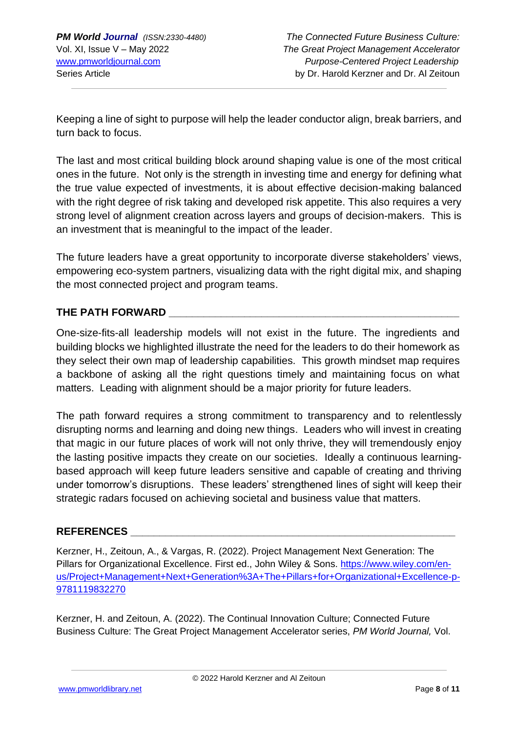Keeping a line of sight to purpose will help the leader conductor align, break barriers, and turn back to focus.

The last and most critical building block around shaping value is one of the most critical ones in the future. Not only is the strength in investing time and energy for defining what the true value expected of investments, it is about effective decision-making balanced with the right degree of risk taking and developed risk appetite. This also requires a very strong level of alignment creation across layers and groups of decision-makers. This is an investment that is meaningful to the impact of the leader.

The future leaders have a great opportunity to incorporate diverse stakeholders' views, empowering eco-system partners, visualizing data with the right digital mix, and shaping the most connected project and program teams.

## THE PATH FORWARD

One-size-fits-all leadership models will not exist in the future. The ingredients and building blocks we highlighted illustrate the need for the leaders to do their homework as they select their own map of leadership capabilities. This growth mindset map requires a backbone of asking all the right questions timely and maintaining focus on what matters. Leading with alignment should be a major priority for future leaders.

The path forward requires a strong commitment to transparency and to relentlessly disrupting norms and learning and doing new things. Leaders who will invest in creating that magic in our future places of work will not only thrive, they will tremendously enjoy the lasting positive impacts they create on our societies. Ideally a continuous learning-based approach will keep future leaders sensitive and capable of creating and thriving under tomorrow's disruptions. These leaders' strengthened lines of sight will keep their strategic radars focused on achieving societal and business value that matters.

## REFERENCES

Kerzner, H., Zeitoun, A., & Vargas, R. (2022). Project Management Next Generation: The Pillars for Organizational Excellence. First ed., John Wiley & Sons. https://www.wiley.com/en-us/Project+Management+Next+Generation%3A+The+Pillars+for+Organizational+Excellence-p-9781119832270

Kerzner, H. and Zeitoun, A. (2022). The Continual Innovation Culture; Connected Future Business Culture: The Great Project Management Accelerator series, *PM World Journal,* Vol.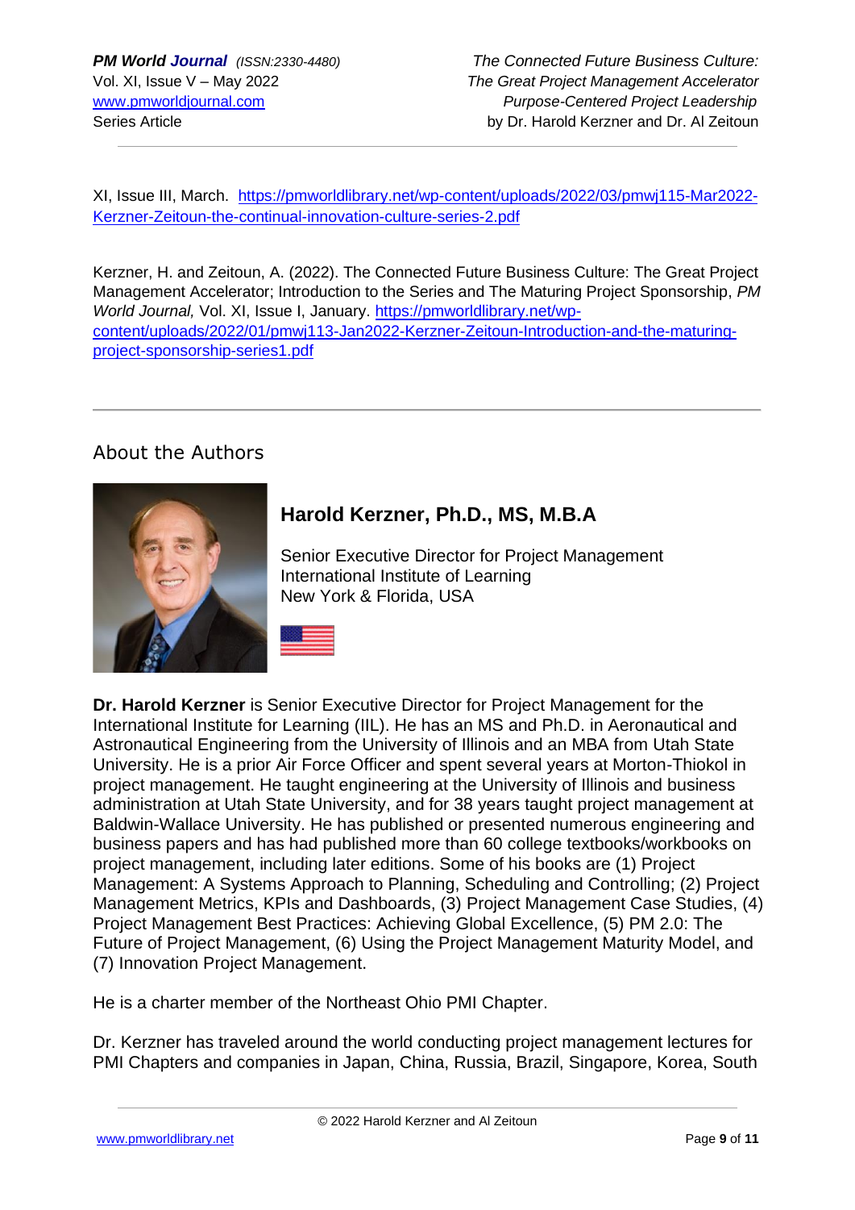XI, Issue III, March. https://pmworldlibrary.net/wp-content/uploads/2022/03/pmwj115-Mar2022-Kerzner-Zeitoun-the-continual-innovation-culture-series-2.pdf

Kerzner, H. and Zeitoun, A. (2022). The Connected Future Business Culture: The Great Project Management Accelerator; Introduction to the Series and The Maturing Project Sponsorship, *PM World Journal,* Vol. XI, Issue I, January. https://pmworldlibrary.net/wp-content/uploads/2022/01/pmwj113-Jan2022-Kerzner-Zeitoun-Introduction-and-the-maturing-project-sponsorship-series1.pdf

---

## About the Authors

### Harold Kerzner, Ph.D., MS, M.B.A

Senior Executive Director for Project Management
International Institute of Learning
New York & Florida, USA

**Dr. Harold Kerzner** is Senior Executive Director for Project Management for the International Institute for Learning (IIL). He has an MS and Ph.D. in Aeronautical and Astronautical Engineering from the University of Illinois and an MBA from Utah State University. He is a prior Air Force Officer and spent several years at Morton-Thiokol in project management. He taught engineering at the University of Illinois and business administration at Utah State University, and for 38 years taught project management at Baldwin-Wallace University. He has published or presented numerous engineering and business papers and has had published more than 60 college textbooks/workbooks on project management, including later editions. Some of his books are (1) Project Management: A Systems Approach to Planning, Scheduling and Controlling; (2) Project Management Metrics, KPIs and Dashboards, (3) Project Management Case Studies, (4) Project Management Best Practices: Achieving Global Excellence, (5) PM 2.0: The Future of Project Management, (6) Using the Project Management Maturity Model, and (7) Innovation Project Management.

He is a charter member of the Northeast Ohio PMI Chapter.

Dr. Kerzner has traveled around the world conducting project management lectures for PMI Chapters and companies in Japan, China, Russia, Brazil, Singapore, Korea, South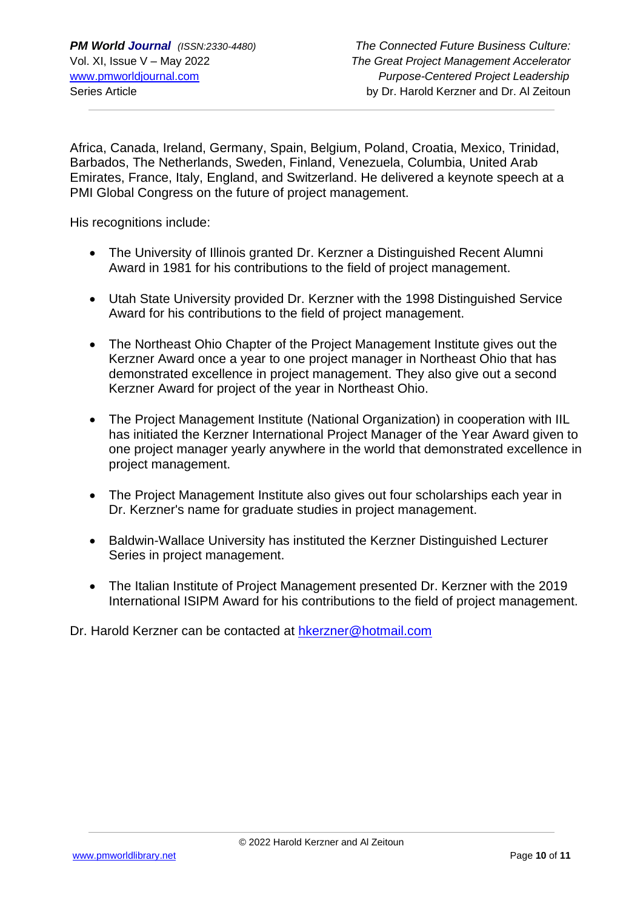Africa, Canada, Ireland, Germany, Spain, Belgium, Poland, Croatia, Mexico, Trinidad, Barbados, The Netherlands, Sweden, Finland, Venezuela, Columbia, United Arab Emirates, France, Italy, England, and Switzerland. He delivered a keynote speech at a PMI Global Congress on the future of project management.

His recognitions include:

- The University of Illinois granted Dr. Kerzner a Distinguished Recent Alumni Award in 1981 for his contributions to the field of project management.
- Utah State University provided Dr. Kerzner with the 1998 Distinguished Service Award for his contributions to the field of project management.
- The Northeast Ohio Chapter of the Project Management Institute gives out the Kerzner Award once a year to one project manager in Northeast Ohio that has demonstrated excellence in project management. They also give out a second Kerzner Award for project of the year in Northeast Ohio.
- The Project Management Institute (National Organization) in cooperation with IIL has initiated the Kerzner International Project Manager of the Year Award given to one project manager yearly anywhere in the world that demonstrated excellence in project management.
- The Project Management Institute also gives out four scholarships each year in Dr. Kerzner's name for graduate studies in project management.
- Baldwin-Wallace University has instituted the Kerzner Distinguished Lecturer Series in project management.
- The Italian Institute of Project Management presented Dr. Kerzner with the 2019 International ISIPM Award for his contributions to the field of project management.

Dr. Harold Kerzner can be contacted at hkerzner@hotmail.com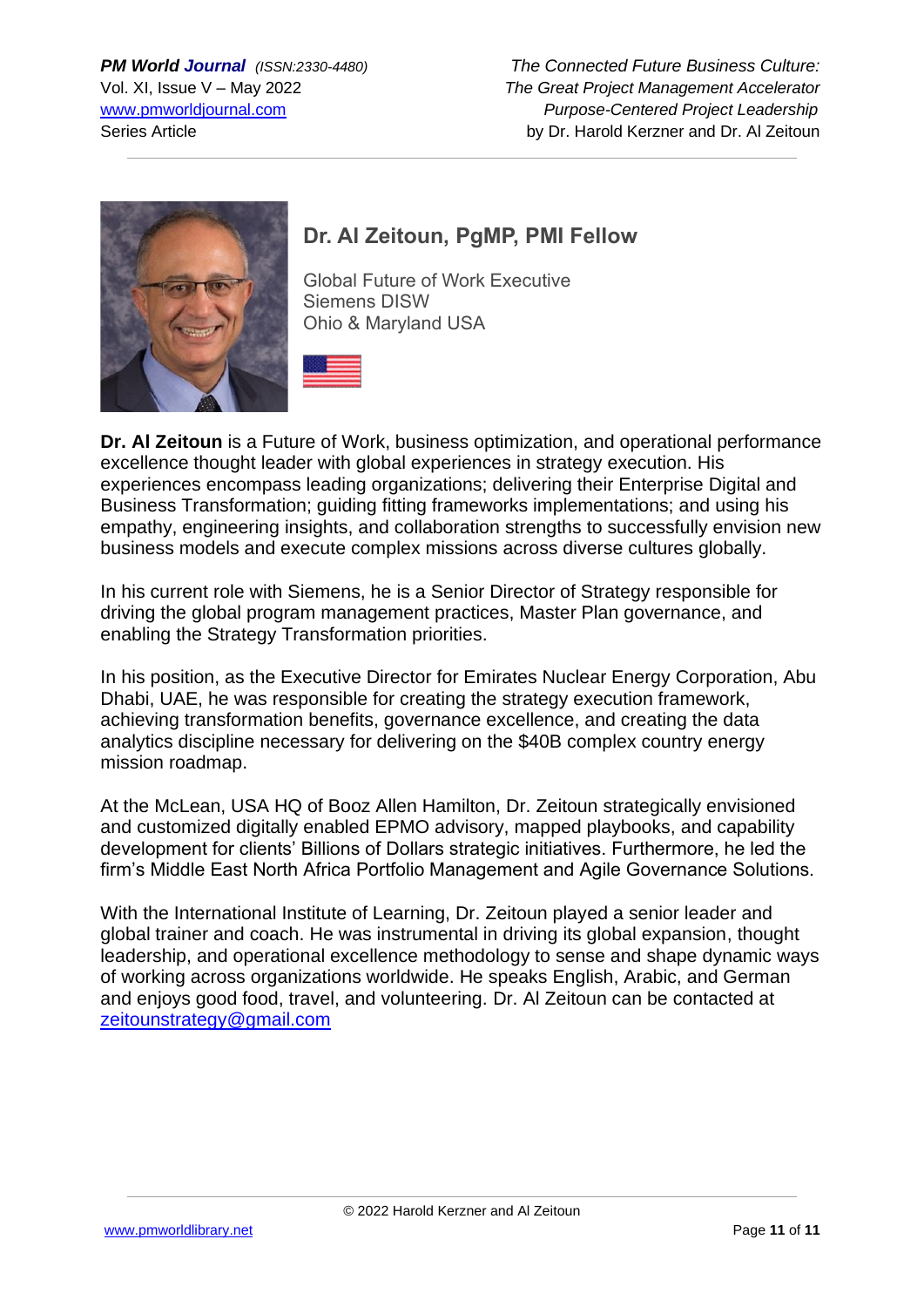## Dr. Al Zeitoun, PgMP, PMI Fellow

Global Future of Work Executive
Siemens DISW
Ohio & Maryland USA

**Dr. Al Zeitoun** is a Future of Work, business optimization, and operational performance excellence thought leader with global experiences in strategy execution. His experiences encompass leading organizations; delivering their Enterprise Digital and Business Transformation; guiding fitting frameworks implementations; and using his empathy, engineering insights, and collaboration strengths to successfully envision new business models and execute complex missions across diverse cultures globally.

In his current role with Siemens, he is a Senior Director of Strategy responsible for driving the global program management practices, Master Plan governance, and enabling the Strategy Transformation priorities.

In his position, as the Executive Director for Emirates Nuclear Energy Corporation, Abu Dhabi, UAE, he was responsible for creating the strategy execution framework, achieving transformation benefits, governance excellence, and creating the data analytics discipline necessary for delivering on the $40B complex country energy mission roadmap.

At the McLean, USA HQ of Booz Allen Hamilton, Dr. Zeitoun strategically envisioned and customized digitally enabled EPMO advisory, mapped playbooks, and capability development for clients' Billions of Dollars strategic initiatives. Furthermore, he led the firm's Middle East North Africa Portfolio Management and Agile Governance Solutions.

With the International Institute of Learning, Dr. Zeitoun played a senior leader and global trainer and coach. He was instrumental in driving its global expansion, thought leadership, and operational excellence methodology to sense and shape dynamic ways of working across organizations worldwide. He speaks English, Arabic, and German and enjoys good food, travel, and volunteering. Dr. Al Zeitoun can be contacted at zeitounstrategy@gmail.com